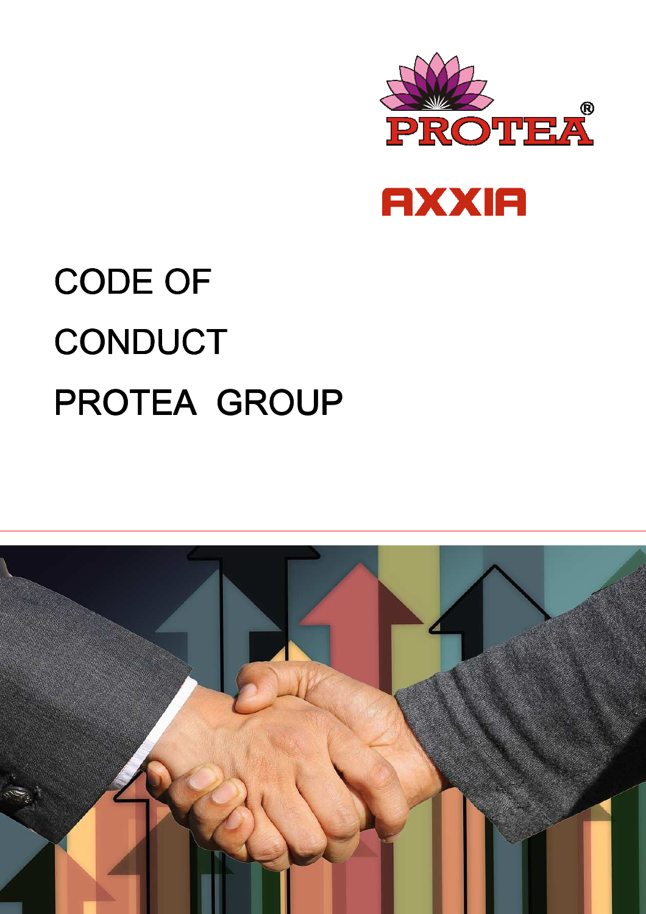PROTEA®

AXXIA

# CODE OF CONDUCT PROTEA GROUP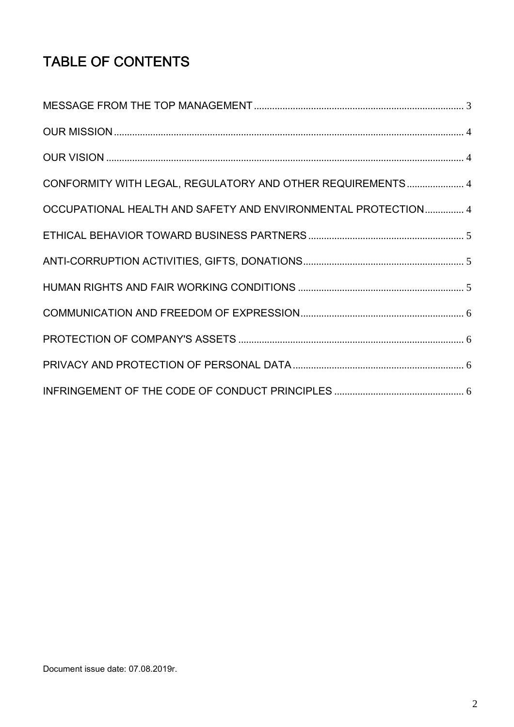# TABLE OF CONTENTS

MESSAGE FROM THE TOP MANAGEMENT ........ 3

OUR MISSION ........ 4

OUR VISION ........ 4

CONFORMITY WITH LEGAL, REGULATORY AND OTHER REQUIREMENTS ........ 4

OCCUPATIONAL HEALTH AND SAFETY AND ENVIRONMENTAL PROTECTION ........ 4

ETHICAL BEHAVIOR TOWARD BUSINESS PARTNERS ........ 5

ANTI-CORRUPTION ACTIVITIES, GIFTS, DONATIONS ........ 5

HUMAN RIGHTS AND FAIR WORKING CONDITIONS ........ 5

COMMUNICATION AND FREEDOM OF EXPRESSION ........ 6

PROTECTION OF COMPANY'S ASSETS ........ 6

PRIVACY AND PROTECTION OF PERSONAL DATA ........ 6

INFRINGEMENT OF THE CODE OF CONDUCT PRINCIPLES ........ 6

Document issue date: 07.08.2019r.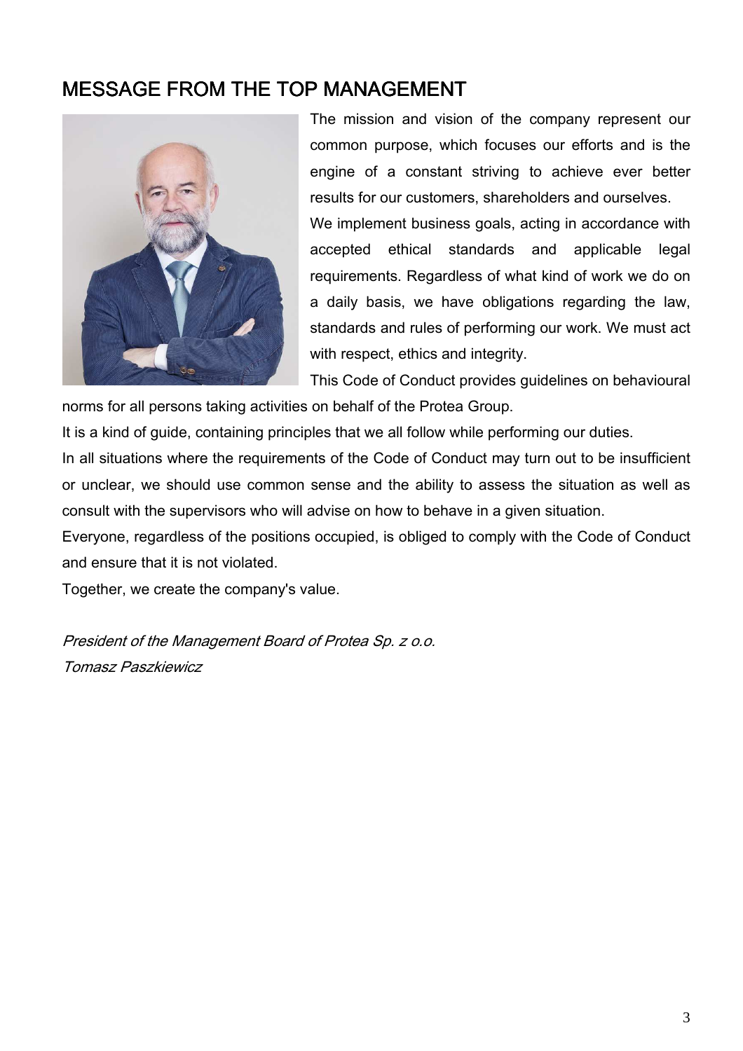## MESSAGE FROM THE TOP MANAGEMENT

The mission and vision of the company represent our common purpose, which focuses our efforts and is the engine of a constant striving to achieve ever better results for our customers, shareholders and ourselves.

We implement business goals, acting in accordance with accepted ethical standards and applicable legal requirements. Regardless of what kind of work we do on a daily basis, we have obligations regarding the law, standards and rules of performing our work. We must act with respect, ethics and integrity.

This Code of Conduct provides guidelines on behavioural norms for all persons taking activities on behalf of the Protea Group.

It is a kind of guide, containing principles that we all follow while performing our duties.

In all situations where the requirements of the Code of Conduct may turn out to be insufficient or unclear, we should use common sense and the ability to assess the situation as well as consult with the supervisors who will advise on how to behave in a given situation.

Everyone, regardless of the positions occupied, is obliged to comply with the Code of Conduct and ensure that it is not violated.

Together, we create the company's value.

*President of the Management Board of Protea Sp. z o.o.*
*Tomasz Paszkiewicz*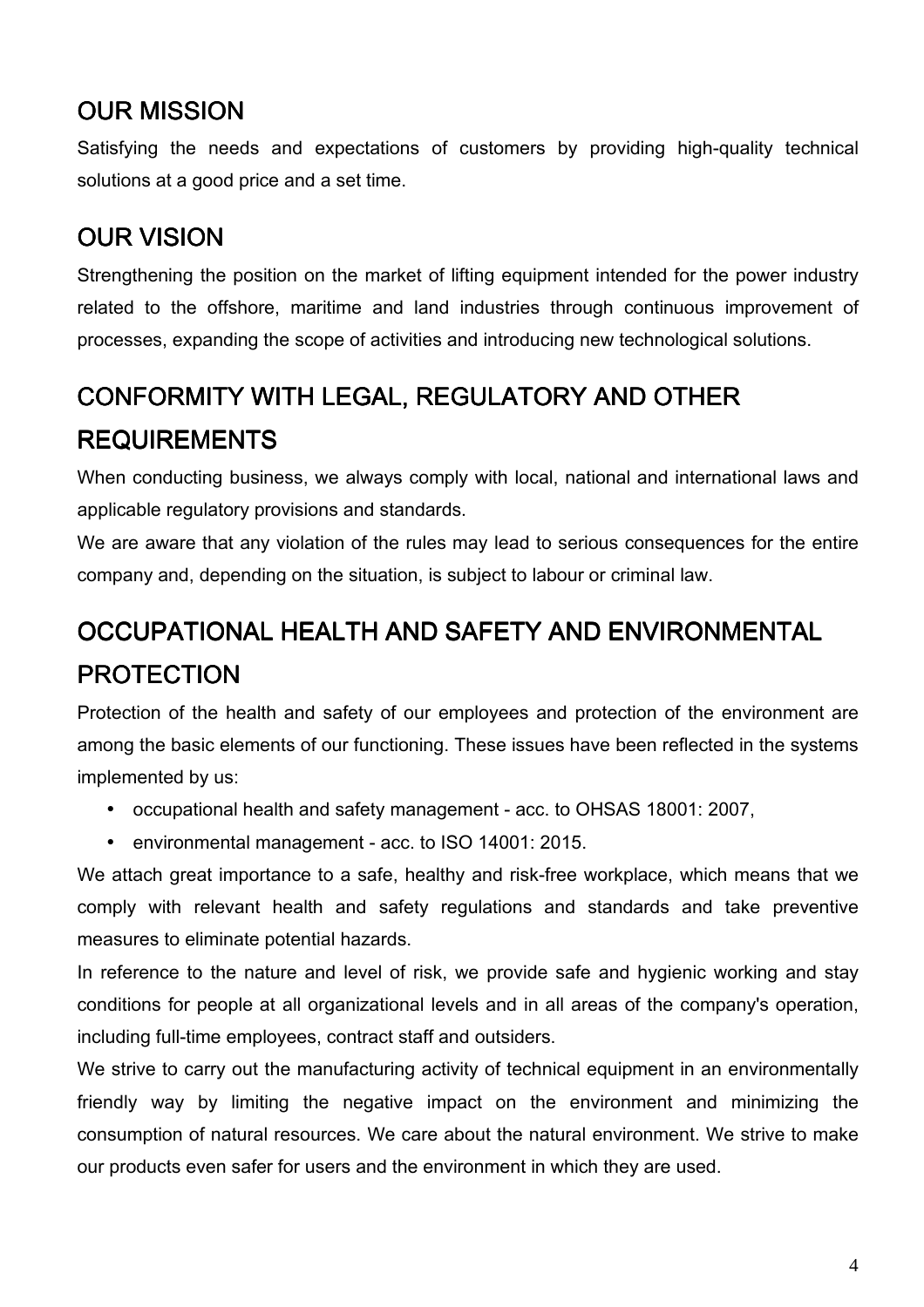## OUR MISSION

Satisfying the needs and expectations of customers by providing high-quality technical solutions at a good price and a set time.

## OUR VISION

Strengthening the position on the market of lifting equipment intended for the power industry related to the offshore, maritime and land industries through continuous improvement of processes, expanding the scope of activities and introducing new technological solutions.

## CONFORMITY WITH LEGAL, REGULATORY AND OTHER REQUIREMENTS

When conducting business, we always comply with local, national and international laws and applicable regulatory provisions and standards.

We are aware that any violation of the rules may lead to serious consequences for the entire company and, depending on the situation, is subject to labour or criminal law.

## OCCUPATIONAL HEALTH AND SAFETY AND ENVIRONMENTAL PROTECTION

Protection of the health and safety of our employees and protection of the environment are among the basic elements of our functioning. These issues have been reflected in the systems implemented by us:

- occupational health and safety management - acc. to OHSAS 18001: 2007,
- environmental management - acc. to ISO 14001: 2015.

We attach great importance to a safe, healthy and risk-free workplace, which means that we comply with relevant health and safety regulations and standards and take preventive measures to eliminate potential hazards.

In reference to the nature and level of risk, we provide safe and hygienic working and stay conditions for people at all organizational levels and in all areas of the company's operation, including full-time employees, contract staff and outsiders.

We strive to carry out the manufacturing activity of technical equipment in an environmentally friendly way by limiting the negative impact on the environment and minimizing the consumption of natural resources. We care about the natural environment. We strive to make our products even safer for users and the environment in which they are used.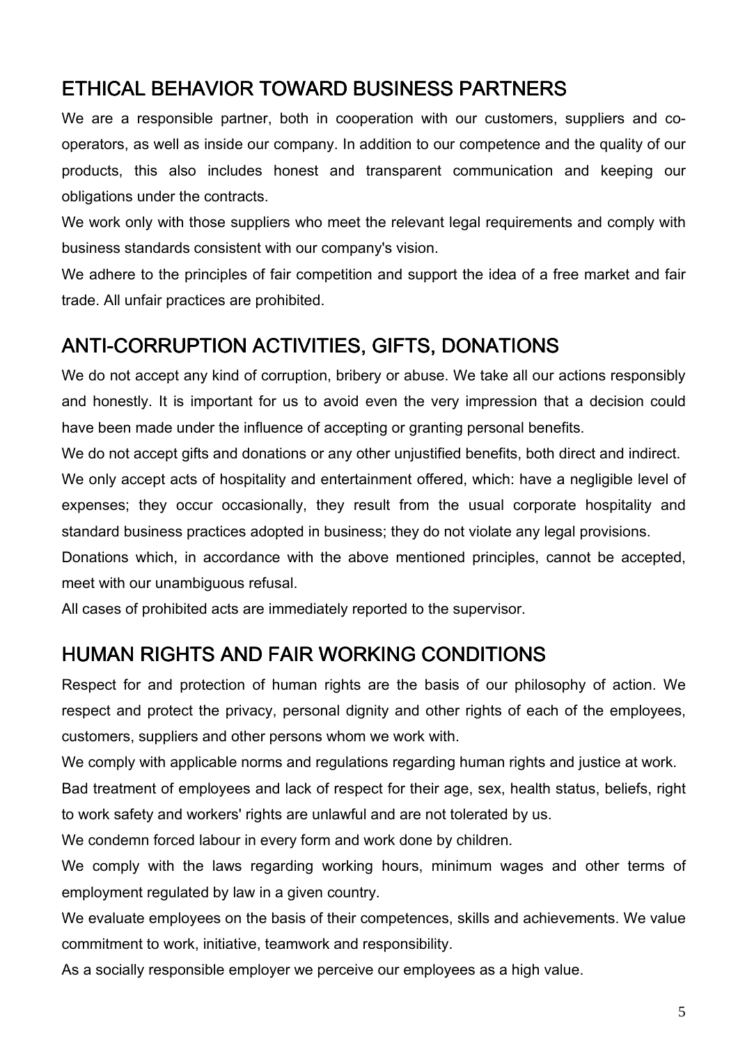## ETHICAL BEHAVIOR TOWARD BUSINESS PARTNERS

We are a responsible partner, both in cooperation with our customers, suppliers and co-operators, as well as inside our company. In addition to our competence and the quality of our products, this also includes honest and transparent communication and keeping our obligations under the contracts.

We work only with those suppliers who meet the relevant legal requirements and comply with business standards consistent with our company's vision.

We adhere to the principles of fair competition and support the idea of a free market and fair trade. All unfair practices are prohibited.

## ANTI-CORRUPTION ACTIVITIES, GIFTS, DONATIONS

We do not accept any kind of corruption, bribery or abuse. We take all our actions responsibly and honestly. It is important for us to avoid even the very impression that a decision could have been made under the influence of accepting or granting personal benefits.

We do not accept gifts and donations or any other unjustified benefits, both direct and indirect.

We only accept acts of hospitality and entertainment offered, which: have a negligible level of expenses; they occur occasionally, they result from the usual corporate hospitality and standard business practices adopted in business; they do not violate any legal provisions.

Donations which, in accordance with the above mentioned principles, cannot be accepted, meet with our unambiguous refusal.

All cases of prohibited acts are immediately reported to the supervisor.

## HUMAN RIGHTS AND FAIR WORKING CONDITIONS

Respect for and protection of human rights are the basis of our philosophy of action. We respect and protect the privacy, personal dignity and other rights of each of the employees, customers, suppliers and other persons whom we work with.

We comply with applicable norms and regulations regarding human rights and justice at work.

Bad treatment of employees and lack of respect for their age, sex, health status, beliefs, right to work safety and workers' rights are unlawful and are not tolerated by us.

We condemn forced labour in every form and work done by children.

We comply with the laws regarding working hours, minimum wages and other terms of employment regulated by law in a given country.

We evaluate employees on the basis of their competences, skills and achievements. We value commitment to work, initiative, teamwork and responsibility.

As a socially responsible employer we perceive our employees as a high value.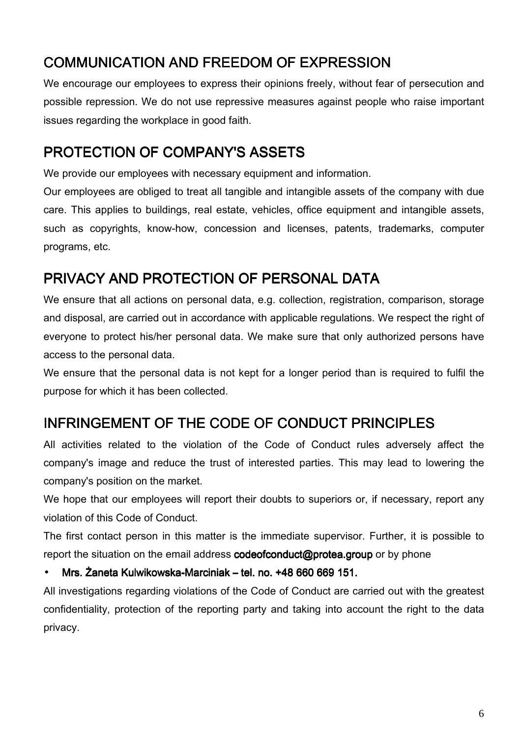## COMMUNICATION AND FREEDOM OF EXPRESSION

We encourage our employees to express their opinions freely, without fear of persecution and possible repression. We do not use repressive measures against people who raise important issues regarding the workplace in good faith.

## PROTECTION OF COMPANY'S ASSETS

We provide our employees with necessary equipment and information.

Our employees are obliged to treat all tangible and intangible assets of the company with due care. This applies to buildings, real estate, vehicles, office equipment and intangible assets, such as copyrights, know-how, concession and licenses, patents, trademarks, computer programs, etc.

## PRIVACY AND PROTECTION OF PERSONAL DATA

We ensure that all actions on personal data, e.g. collection, registration, comparison, storage and disposal, are carried out in accordance with applicable regulations. We respect the right of everyone to protect his/her personal data. We make sure that only authorized persons have access to the personal data.

We ensure that the personal data is not kept for a longer period than is required to fulfil the purpose for which it has been collected.

## INFRINGEMENT OF THE CODE OF CONDUCT PRINCIPLES

All activities related to the violation of the Code of Conduct rules adversely affect the company's image and reduce the trust of interested parties. This may lead to lowering the company's position on the market.

We hope that our employees will report their doubts to superiors or, if necessary, report any violation of this Code of Conduct.

The first contact person in this matter is the immediate supervisor. Further, it is possible to report the situation on the email address **codeofconduct@protea.group** or by phone

- **Mrs. Żaneta Kulwikowska-Marciniak – tel. no. +48 660 669 151.**

All investigations regarding violations of the Code of Conduct are carried out with the greatest confidentiality, protection of the reporting party and taking into account the right to the data privacy.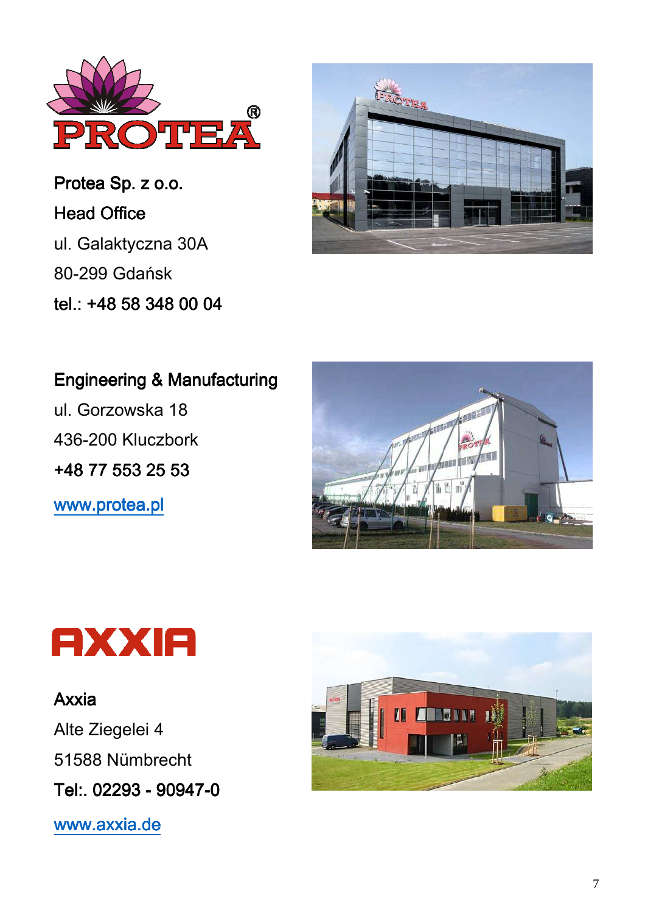PROTEA®

Protea Sp. z o.o.

Head Office

ul. Galaktyczna 30A

80-299 Gdańsk

tel.: +48 58 348 00 04

Engineering & Manufacturing

ul. Gorzowska 18

436-200 Kluczbork

+48 77 553 25 53

www.protea.pl

AXXIA

Axxia

Alte Ziegelei 4

51588 Nümbrecht

Tel:. 02293 - 90947-0

www.axxia.de